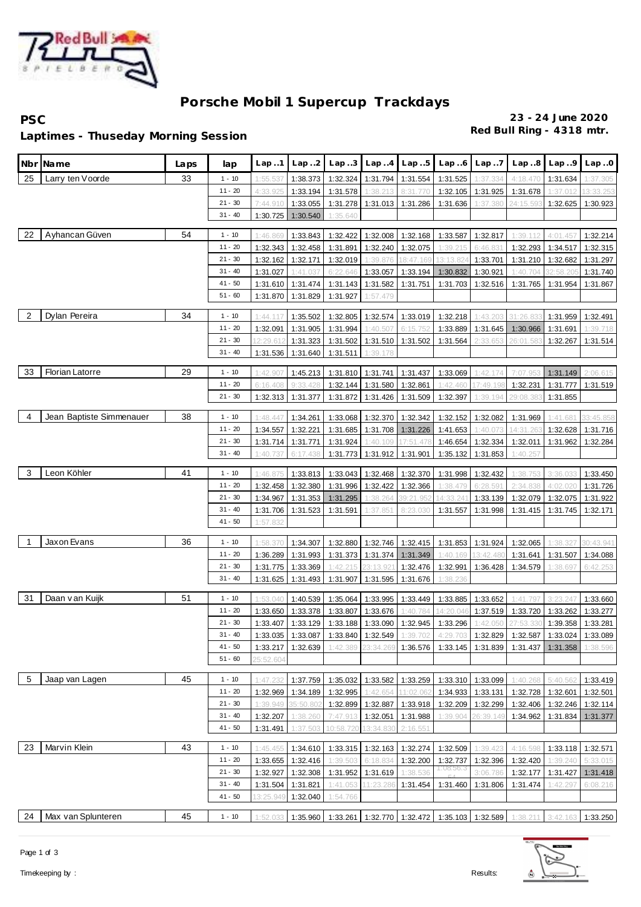# Porsche Mobil 1 Supercup Trackdays

**PSC**

**Laptimes - Thuseday Morning Session**

**23 - 24 June 2020**
**Red Bull Ring - 4318 mtr.**

| Nbr | Name | Laps | lap | Lap..1 | Lap..2 | Lap..3 | Lap..4 | Lap..5 | Lap..6 | Lap..7 | Lap..8 | Lap..9 | Lap..0 |
|---|---|---|---|---|---|---|---|---|---|---|---|---|---|
| 25 | Larry ten Voorde | 33 | 1 - 10 | 1:55.537 | 1:38.373 | 1:32.324 | 1:31.794 | 1:31.554 | 1:31.525 | 1:37.334 | 4:18.470 | 1:31.634 | 1:37.305 |
| | | | 11 - 20 | 4:33.925 | 1:33.194 | 1:31.578 | 1:38.213 | 8:31.770 | 1:32.105 | 1:31.925 | 1:31.678 | 1:37.012 | 13:33.253 |
| | | | 21 - 30 | 7:44.910 | 1:33.055 | 1:31.278 | 1:31.013 | 1:31.286 | 1:31.636 | 1:37.380 | 24:15.593 | 1:32.625 | 1:30.923 |
| | | | 31 - 40 | 1:30.725 | 1:30.540 | 1:35.640 | | | | | | | |
| 22 | Ayhancan Güven | 54 | 1 - 10 | 1:46.869 | 1:33.843 | 1:32.422 | 1:32.008 | 1:32.168 | 1:33.587 | 1:32.817 | 1:39.112 | 4:01.457 | 1:32.214 |
| | | | 11 - 20 | 1:32.343 | 1:32.458 | 1:31.891 | 1:32.240 | 1:32.075 | 1:39.215 | 6:46.831 | 1:32.293 | 1:34.517 | 1:32.315 |
| | | | 21 - 30 | 1:32.162 | 1:32.171 | 1:32.019 | 1:39.876 | 18:47.169 | 13:13.824 | 1:33.701 | 1:31.210 | 1:32.682 | 1:31.297 |
| | | | 31 - 40 | 1:31.027 | 1:41.037 | 6:22.646 | 1:33.057 | 1:33.194 | 1:30.832 | 1:30.921 | 1:40.704 | 32:58.205 | 1:31.740 |
| | | | 41 - 50 | 1:31.610 | 1:31.474 | 1:31.143 | 1:31.582 | 1:31.751 | 1:31.703 | 1:32.516 | 1:31.765 | 1:31.954 | 1:31.867 |
| | | | 51 - 60 | 1:31.870 | 1:31.829 | 1:31.927 | 1:57.479 | | | | | | |
| 2 | Dylan Pereira | 34 | 1 - 10 | 1:44.117 | 1:35.502 | 1:32.805 | 1:32.574 | 1:33.019 | 1:32.218 | 1:43.203 | 31:26.833 | 1:31.959 | 1:32.491 |
| | | | 11 - 20 | 1:32.091 | 1:31.905 | 1:31.994 | 1:40.507 | 6:15.752 | 1:33.889 | 1:31.645 | 1:30.966 | 1:31.691 | 1:39.718 |
| | | | 21 - 30 | 12:29.612 | 1:31.323 | 1:31.502 | 1:31.510 | 1:31.502 | 1:31.564 | 2:33.653 | 26:01.583 | 1:32.267 | 1:31.514 |
| | | | 31 - 40 | 1:31.536 | 1:31.640 | 1:31.511 | 1:39.178 | | | | | | |
| 33 | Florian Latorre | 29 | 1 - 10 | 1:42.907 | 1:45.213 | 1:31.810 | 1:31.741 | 1:31.437 | 1:33.069 | 1:42.174 | 7:07.953 | 1:31.149 | 2:06.615 |
| | | | 11 - 20 | 6:16.408 | 9:33.428 | 1:32.144 | 1:31.580 | 1:32.861 | 1:42.460 | 17:49.198 | 1:32.231 | 1:31.777 | 1:31.519 |
| | | | 21 - 30 | 1:32.313 | 1:31.377 | 1:31.872 | 1:31.426 | 1:31.509 | 1:32.397 | 1:39.194 | 29:08.383 | 1:31.855 | |
| 4 | Jean Baptiste Simmenauer | 38 | 1 - 10 | 1:48.447 | 1:34.261 | 1:33.068 | 1:32.370 | 1:32.342 | 1:32.152 | 1:32.082 | 1:31.969 | 1:41.681 | 33:45.858 |
| | | | 11 - 20 | 1:34.557 | 1:32.221 | 1:31.685 | 1:31.708 | 1:31.226 | 1:41.653 | 1:40.073 | 14:31.263 | 1:32.628 | 1:31.716 |
| | | | 21 - 30 | 1:31.714 | 1:31.771 | 1:31.924 | 1:40.109 | 17:51.478 | 1:46.654 | 1:32.334 | 1:32.011 | 1:31.962 | 1:32.284 |
| | | | 31 - 40 | 1:40.737 | 6:17.438 | 1:31.773 | 1:31.912 | 1:31.901 | 1:35.132 | 1:31.853 | 1:40.257 | | |
| 3 | Leon Köhler | 41 | 1 - 10 | 1:46.875 | 1:33.813 | 1:33.043 | 1:32.468 | 1:32.370 | 1:31.998 | 1:32.432 | 1:38.753 | 3:36.033 | 1:33.450 |
| | | | 11 - 20 | 1:32.458 | 1:32.380 | 1:31.996 | 1:32.422 | 1:32.366 | 1:38.479 | 6:28.591 | 2:34.838 | 4:02.020 | 1:31.726 |
| | | | 21 - 30 | 1:34.967 | 1:31.353 | 1:31.295 | 1:38.264 | 39:21.952 | 14:33.241 | 1:33.139 | 1:32.079 | 1:32.075 | 1:31.922 |
| | | | 31 - 40 | 1:31.706 | 1:31.523 | 1:31.591 | 1:37.851 | 8:23.030 | 1:31.557 | 1:31.998 | 1:31.415 | 1:31.745 | 1:32.171 |
| | | | 41 - 50 | 1:57.832 | | | | | | | | | |
| 1 | Jaxon Evans | 36 | 1 - 10 | 1:58.370 | 1:34.307 | 1:32.880 | 1:32.746 | 1:32.415 | 1:31.853 | 1:31.924 | 1:32.065 | 1:38.327 | 30:43.941 |
| | | | 11 - 20 | 1:36.289 | 1:31.993 | 1:31.373 | 1:31.374 | 1:31.349 | 1:40.169 | 13:42.480 | 1:31.641 | 1:31.507 | 1:34.088 |
| | | | 21 - 30 | 1:31.775 | 1:33.369 | 1:42.215 | 23:13.921 | 1:32.476 | 1:32.991 | 1:36.428 | 1:34.579 | 1:38.697 | 6:42.253 |
| | | | 31 - 40 | 1:31.625 | 1:31.493 | 1:31.907 | 1:31.595 | 1:31.676 | 1:38.236 | | | | |
| 31 | Daan van Kuijk | 51 | 1 - 10 | 1:53.040 | 1:40.539 | 1:35.064 | 1:33.995 | 1:33.449 | 1:33.885 | 1:33.652 | 1:41.797 | 3:23.247 | 1:33.660 |
| | | | 11 - 20 | 1:33.650 | 1:33.378 | 1:33.807 | 1:33.676 | 1:40.784 | 14:20.048 | 1:37.519 | 1:33.720 | 1:33.262 | 1:33.277 |
| | | | 21 - 30 | 1:33.407 | 1:33.129 | 1:33.188 | 1:33.090 | 1:32.945 | 1:33.296 | 1:42.050 | 27:53.330 | 1:39.358 | 1:33.281 |
| | | | 31 - 40 | 1:33.035 | 1:33.087 | 1:33.840 | 1:32.549 | 1:39.702 | 4:29.703 | 1:32.829 | 1:32.587 | 1:33.024 | 1:33.089 |
| | | | 41 - 50 | 1:33.217 | 1:32.639 | 1:42.389 | 23:34.269 | 1:36.576 | 1:33.145 | 1:31.839 | 1:31.437 | 1:31.358 | 1:38.596 |
| | | | 51 - 60 | 25:52.604 | | | | | | | | | |
| 5 | Jaap van Lagen | 45 | 1 - 10 | 1:47.232 | 1:37.759 | 1:35.032 | 1:33.582 | 1:33.259 | 1:33.310 | 1:33.099 | 1:40.268 | 5:40.562 | 1:33.419 |
| | | | 11 - 20 | 1:32.969 | 1:34.189 | 1:32.995 | 1:42.654 | 11:02.062 | 1:34.933 | 1:33.131 | 1:32.728 | 1:32.601 | 1:32.501 |
| | | | 21 - 30 | 1:39.949 | 35:50.802 | 1:32.899 | 1:32.887 | 1:33.918 | 1:32.209 | 1:32.299 | 1:32.406 | 1:32.246 | 1:32.114 |
| | | | 31 - 40 | 1:32.207 | 1:38.260 | 7:47.913 | 1:32.051 | 1:31.988 | 1:39.904 | 26:39.149 | 1:34.962 | 1:31.834 | 1:31.377 |
| | | | 41 - 50 | 1:31.491 | 1:37.503 | 10:58.720 | 13:34.830 | 2:16.551 | | | | | |
| 23 | Marvin Klein | 43 | 1 - 10 | 1:45.455 | 1:34.610 | 1:33.315 | 1:32.163 | 1:32.274 | 1:32.509 | 1:39.423 | 4:16.598 | 1:33.118 | 1:32.571 |
| | | | 11 - 20 | 1:33.655 | 1:32.416 | 1:39.503 | 6:18.834 | 1:32.200 | 1:32.737 | 1:32.396 | 1:32.420 | 1:39.240 | 5:33.015 |
| | | | 21 - 30 | 1:32.927 | 1:32.308 | 1:31.952 | 1:31.619 | 1:38.536 | 1:08:56.364 | 3:06.786 | 1:32.177 | 1:31.427 | 1:31.418 |
| | | | 31 - 40 | 1:31.504 | 1:31.821 | 1:41.053 | 11:23.286 | 1:31.454 | 1:31.460 | 1:31.806 | 1:31.474 | 1:42.297 | 6:08.216 |
| | | | 41 - 50 | 13:25.949 | 1:32.040 | 1:54.766 | | | | | | | |
| 24 | Max van Splunteren | 45 | 1 - 10 | 1:52.033 | 1:35.960 | 1:33.261 | 1:32.770 | 1:32.472 | 1:35.103 | 1:32.589 | 1:38.211 | 3:42.163 | 1:33.250 |

Timekeeping by :

Results: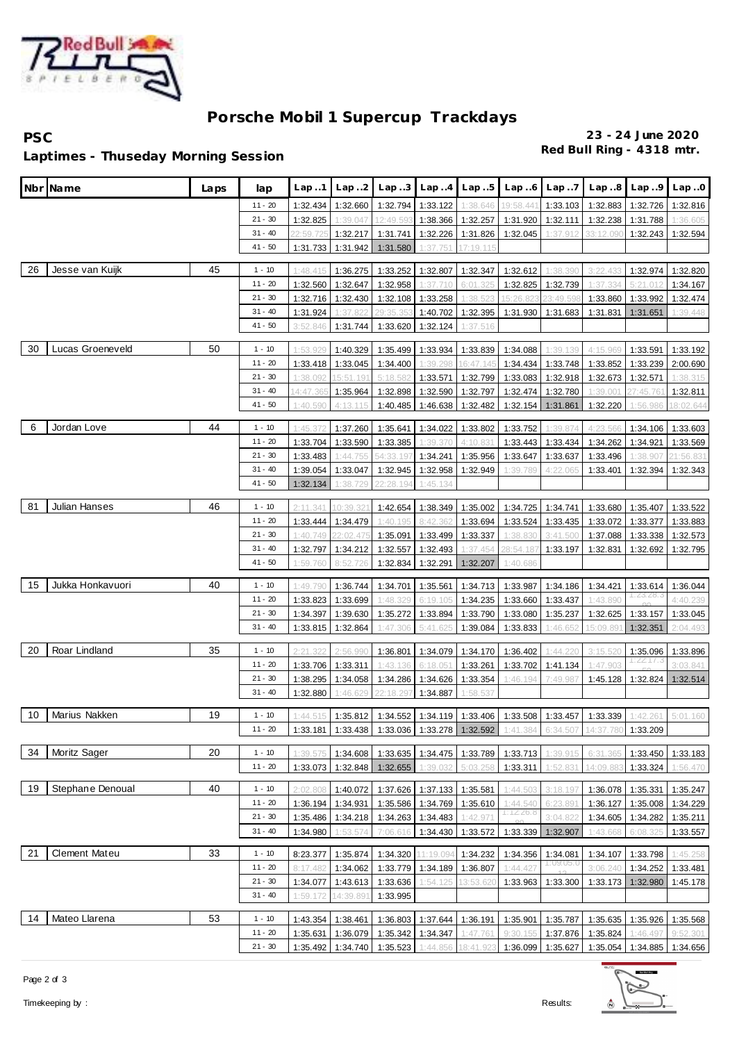# Porsche Mobil 1 Supercup Trackdays

**PSC** **23 - 24 June 2020**

**Laptimes - Thuseday Morning Session** **Red Bull Ring - 4318 mtr.**

| Nbr | Name | Laps | lap | Lap..1 | Lap..2 | Lap..3 | Lap..4 | Lap..5 | Lap..6 | Lap..7 | Lap..8 | Lap..9 | Lap..0 |
|---|---|---|---|---|---|---|---|---|---|---|---|---|---|
| | | | 11 - 20 | 1:32.434 | 1:32.660 | 1:32.794 | 1:33.122 | 1:38.646 | 19:58.441 | 1:33.103 | 1:32.883 | 1:32.726 | 1:32.816 |
| | | | 21 - 30 | 1:32.825 | 1:39.047 | 12:49.593 | 1:38.366 | 1:32.257 | 1:31.920 | 1:32.111 | 1:32.238 | 1:31.788 | 1:36.605 |
| | | | 31 - 40 | 22:59.725 | 1:32.217 | 1:31.741 | 1:32.226 | 1:31.826 | 1:32.045 | 1:37.912 | 33:12.090 | 1:32.243 | 1:32.594 |
| | | | 41 - 50 | 1:31.733 | 1:31.942 | 1:31.580 | 1:37.751 | 17:19.115 | | | | | |
| 26 | Jesse van Kuijk | 45 | 1 - 10 | 1:48.415 | 1:36.275 | 1:33.252 | 1:32.807 | 1:32.347 | 1:32.612 | 1:38.390 | 3:22.433 | 1:32.974 | 1:32.820 |
| | | | 11 - 20 | 1:32.560 | 1:32.647 | 1:32.958 | 1:37.710 | 6:01.325 | 1:32.825 | 1:32.739 | 1:37.334 | 5:21.012 | 1:34.167 |
| | | | 21 - 30 | 1:32.716 | 1:32.430 | 1:32.108 | 1:33.258 | 1:38.523 | 15:26.823 | 23:49.598 | 1:33.860 | 1:33.992 | 1:32.474 |
| | | | 31 - 40 | 1:31.924 | 1:37.822 | 29:35.353 | 1:40.702 | 1:32.395 | 1:31.930 | 1:31.683 | 1:31.831 | 1:31.651 | 1:39.448 |
| | | | 41 - 50 | 3:52.846 | 1:31.744 | 1:33.620 | 1:32.124 | 1:37.516 | | | | | |
| 30 | Lucas Groeneveld | 50 | 1 - 10 | 1:53.929 | 1:40.329 | 1:35.499 | 1:33.934 | 1:33.839 | 1:34.088 | 1:39.139 | 4:15.969 | 1:33.591 | 1:33.192 |
| | | | 11 - 20 | 1:33.418 | 1:33.045 | 1:34.400 | 1:39.298 | 16:47.145 | 1:34.434 | 1:33.748 | 1:33.852 | 1:33.239 | 2:00.690 |
| | | | 21 - 30 | 1:38.092 | 15:51.191 | 5:18.582 | 1:33.571 | 1:32.799 | 1:33.083 | 1:32.918 | 1:32.673 | 1:32.571 | 1:38.315 |
| | | | 31 - 40 | 14:47.365 | 1:35.964 | 1:32.898 | 1:32.590 | 1:32.797 | 1:32.474 | 1:32.780 | 1:39.001 | 27:45.761 | 1:32.811 |
| | | | 41 - 50 | 1:40.590 | 4:13.115 | 1:40.485 | 1:46.638 | 1:32.482 | 1:32.154 | 1:31.861 | 1:32.220 | 1:56.986 | 18:02.644 |
| 6 | Jordan Love | 44 | 1 - 10 | 1:45.372 | 1:37.260 | 1:35.641 | 1:34.022 | 1:33.802 | 1:33.752 | 1:39.874 | 4:23.566 | 1:34.106 | 1:33.603 |
| | | | 11 - 20 | 1:33.704 | 1:33.590 | 1:33.385 | 1:39.370 | 4:10.831 | 1:33.443 | 1:33.434 | 1:34.262 | 1:34.921 | 1:33.569 |
| | | | 21 - 30 | 1:33.483 | 1:44.755 | 54:33.197 | 1:34.241 | 1:35.956 | 1:33.647 | 1:33.637 | 1:33.496 | 1:38.907 | 21:56.831 |
| | | | 31 - 40 | 1:39.054 | 1:33.047 | 1:32.945 | 1:32.958 | 1:32.949 | 1:39.789 | 4:22.065 | 1:33.401 | 1:32.394 | 1:32.343 |
| | | | 41 - 50 | 1:32.134 | 1:38.729 | 22:28.194 | 1:45.134 | | | | | | |
| 81 | Julian Hanses | 46 | 1 - 10 | 2:11.341 | 10:39.321 | 1:42.654 | 1:38.349 | 1:35.002 | 1:34.725 | 1:34.741 | 1:33.680 | 1:35.407 | 1:33.522 |
| | | | 11 - 20 | 1:33.444 | 1:34.479 | 1:40.195 | 8:42.362 | 1:33.694 | 1:33.524 | 1:33.435 | 1:33.072 | 1:33.377 | 1:33.883 |
| | | | 21 - 30 | 1:40.749 | 22:02.475 | 1:35.091 | 1:33.499 | 1:33.337 | 1:38.830 | 3:41.500 | 1:37.088 | 1:33.338 | 1:32.573 |
| | | | 31 - 40 | 1:32.797 | 1:34.212 | 1:32.557 | 1:32.493 | 1:37.454 | 28:54.187 | 1:33.197 | 1:32.831 | 1:32.692 | 1:32.795 |
| | | | 41 - 50 | 1:59.760 | 8:52.726 | 1:32.834 | 1:32.291 | 1:32.207 | 1:40.686 | | | | |
| 15 | Jukka Honkavuori | 40 | 1 - 10 | 1:49.790 | 1:36.744 | 1:34.701 | 1:35.561 | 1:34.713 | 1:33.987 | 1:34.186 | 1:34.421 | 1:33.614 | 1:36.044 |
| | | | 11 - 20 | 1:33.823 | 1:33.699 | 1:48.329 | 6:19.105 | 1:34.235 | 1:33.660 | 1:33.437 | 1:43.890 | 1:23:28.3 | 4:40.239 |
| | | | 21 - 30 | 1:34.397 | 1:39.630 | 1:35.272 | 1:33.894 | 1:33.790 | 1:33.080 | 1:35.237 | 1:32.625 | 1:33.157 | 1:33.045 |
| | | | 31 - 40 | 1:33.815 | 1:32.864 | 1:47.306 | 5:41.625 | 1:39.084 | 1:33.833 | 1:46.652 | 15:09.891 | 1:32.351 | 2:04.493 |
| 20 | Roar Lindland | 35 | 1 - 10 | 2:21.322 | 2:56.990 | 1:36.801 | 1:34.079 | 1:34.170 | 1:36.402 | 1:44.220 | 3:15.520 | 1:35.096 | 1:33.896 |
| | | | 11 - 20 | 1:33.706 | 1:33.311 | 1:43.136 | 6:18.051 | 1:33.261 | 1:33.702 | 1:41.134 | 1:47.903 | 1:22:17.3 | 3:03.841 |
| | | | 21 - 30 | 1:38.295 | 1:34.058 | 1:34.286 | 1:34.626 | 1:33.354 | 1:46.194 | 7:49.987 | 1:45.128 | 1:32.824 | 1:32.514 |
| | | | 31 - 40 | 1:32.880 | 1:46.629 | 22:18.297 | 1:34.887 | 1:58.537 | | | | | |
| 10 | Marius Nakken | 19 | 1 - 10 | 1:44.515 | 1:35.812 | 1:34.552 | 1:34.119 | 1:33.406 | 1:33.508 | 1:33.457 | 1:33.339 | 1:42.261 | 5:01.160 |
| | | | 11 - 20 | 1:33.181 | 1:33.438 | 1:33.036 | 1:33.278 | 1:32.592 | 1:41.384 | 6:34.507 | 14:37.780 | 1:33.209 | |
| 34 | Moritz Sager | 20 | 1 - 10 | 1:39.575 | 1:34.608 | 1:33.635 | 1:34.475 | 1:33.789 | 1:33.713 | 1:39.915 | 6:31.365 | 1:33.450 | 1:33.183 |
| | | | 11 - 20 | 1:33.073 | 1:32.848 | 1:32.655 | 1:39.032 | 5:03.258 | 1:33.311 | 1:52.831 | 14:09.883 | 1:33.324 | 1:56.470 |
| 19 | Stephane Denoual | 40 | 1 - 10 | 2:02.808 | 1:40.072 | 1:37.626 | 1:37.133 | 1:35.581 | 1:44.503 | 3:18.197 | 1:36.078 | 1:35.331 | 1:35.247 |
| | | | 11 - 20 | 1:36.194 | 1:34.931 | 1:35.586 | 1:34.769 | 1:35.610 | 1:44.540 | 6:23.891 | 1:36.127 | 1:35.008 | 1:34.229 |
| | | | 21 - 30 | 1:35.486 | 1:34.218 | 1:34.263 | 1:34.483 | 1:42.971 | 1:12:26.8 | 3:04.822 | 1:34.605 | 1:34.282 | 1:35.211 |
| | | | 31 - 40 | 1:34.980 | 1:53.574 | 7:06.616 | 1:34.430 | 1:33.572 | 1:33.339 | 1:32.907 | 1:43.668 | 6:08.325 | 1:33.557 |
| 21 | Clement Mateu | 33 | 1 - 10 | 8:23.377 | 1:35.874 | 1:34.320 | 11:19.094 | 1:34.232 | 1:34.356 | 1:34.081 | 1:34.107 | 1:33.798 | 1:45.258 |
| | | | 11 - 20 | 8:17.482 | 1:34.062 | 1:33.779 | 1:34.189 | 1:36.807 | 1:44.427 | 1:09:05.0 | 3:06.240 | 1:34.252 | 1:33.481 |
| | | | 21 - 30 | 1:34.077 | 1:43.613 | 1:33.636 | 1:54.125 | 13:53.620 | 1:33.963 | 1:33.300 | 1:33.173 | 1:32.980 | 1:45.178 |
| | | | 31 - 40 | 1:59.172 | 14:39.891 | 1:33.995 | | | | | | | |
| 14 | Mateo Llarena | 53 | 1 - 10 | 1:43.354 | 1:38.461 | 1:36.803 | 1:37.644 | 1:36.191 | 1:35.901 | 1:35.787 | 1:35.635 | 1:35.926 | 1:35.568 |
| | | | 11 - 20 | 1:35.631 | 1:36.079 | 1:35.342 | 1:34.347 | 1:47.761 | 9:30.155 | 1:37.876 | 1:35.824 | 1:46.497 | 9:52.301 |
| | | | 21 - 30 | 1:35.492 | 1:34.740 | 1:35.523 | 1:44.856 | 18:41.923 | 1:36.099 | 1:35.627 | 1:35.054 | 1:34.885 | 1:34.656 |

Timekeeping by : Results: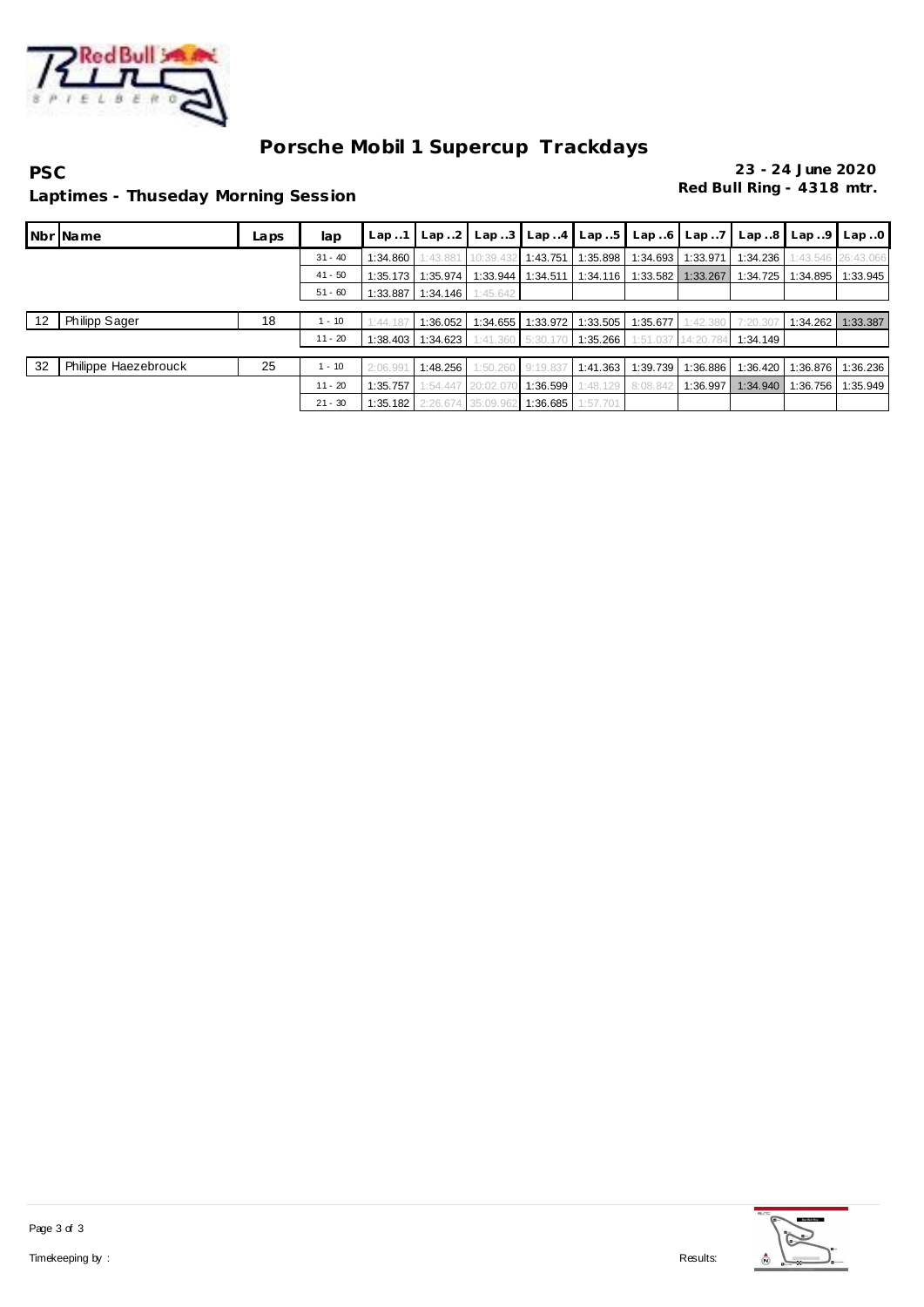# Porsche Mobil 1 Supercup Trackdays

**PSC**

**23 - 24 June 2020**

**Red Bull Ring - 4318 mtr.**

**Laptimes - Thuseday Morning Session**

| Nbr | Name | Laps | lap | Lap ..1 | Lap ..2 | Lap ..3 | Lap ..4 | Lap ..5 | Lap ..6 | Lap ..7 | Lap ..8 | Lap ..9 | Lap ..0 |
|---|---|---|---|---|---|---|---|---|---|---|---|---|---|
| | | | 31 - 40 | 1:34.860 | 1:43.881 | 10:39.432 | 1:43.751 | 1:35.898 | 1:34.693 | 1:33.971 | 1:34.236 | 1:43.546 | 26:43.066 |
| | | | 41 - 50 | 1:35.173 | 1:35.974 | 1:33.944 | 1:34.511 | 1:34.116 | 1:33.582 | 1:33.267 | 1:34.725 | 1:34.895 | 1:33.945 |
| | | | 51 - 60 | 1:33.887 | 1:34.146 | 1:45.642 | | | | | | | |
| 12 | Philipp Sager | 18 | 1 - 10 | 1:44.187 | 1:36.052 | 1:34.655 | 1:33.972 | 1:33.505 | 1:35.677 | 1:42.380 | 7:20.307 | 1:34.262 | 1:33.387 |
| | | | 11 - 20 | 1:38.403 | 1:34.623 | 1:41.360 | 5:30.170 | 1:35.266 | 1:51.037 | 14:20.784 | 1:34.149 | | |
| 32 | Philippe Haezebrouck | 25 | 1 - 10 | 2:06.991 | 1:48.256 | 1:50.260 | 9:19.837 | 1:41.363 | 1:39.739 | 1:36.886 | 1:36.420 | 1:36.876 | 1:36.236 |
| | | | 11 - 20 | 1:35.757 | 1:54.447 | 20:02.070 | 1:36.599 | 1:48.129 | 8:08.842 | 1:36.997 | 1:34.940 | 1:36.756 | 1:35.949 |
| | | | 21 - 30 | 1:35.182 | 2:26.674 | 35:09.962 | 1:36.685 | 1:57.701 | | | | | |

Timekeeping by :

Results: